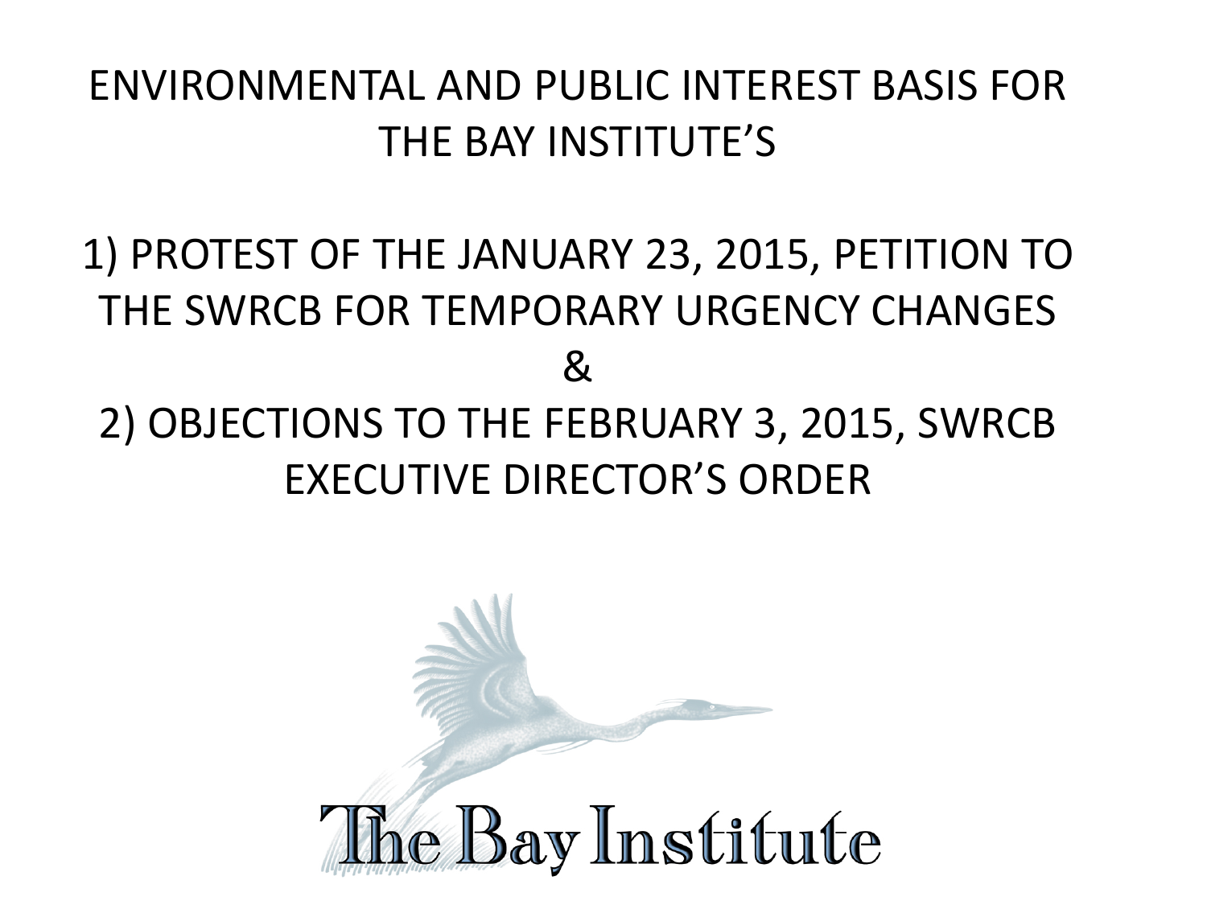# ENVIRONMENTAL AND PUBLIC INTEREST BASIS FOR THE BAY INSTITUTE'S

## 1) PROTEST OF THE JANUARY 23, 2015, PETITION TO THE SWRCB FOR TEMPORARY URGENCY CHANGES

## &

## 2) OBJECTIONS TO THE FEBRUARY 3, 2015, SWRCB EXECUTIVE DIRECTOR'S ORDER

The Bay Institute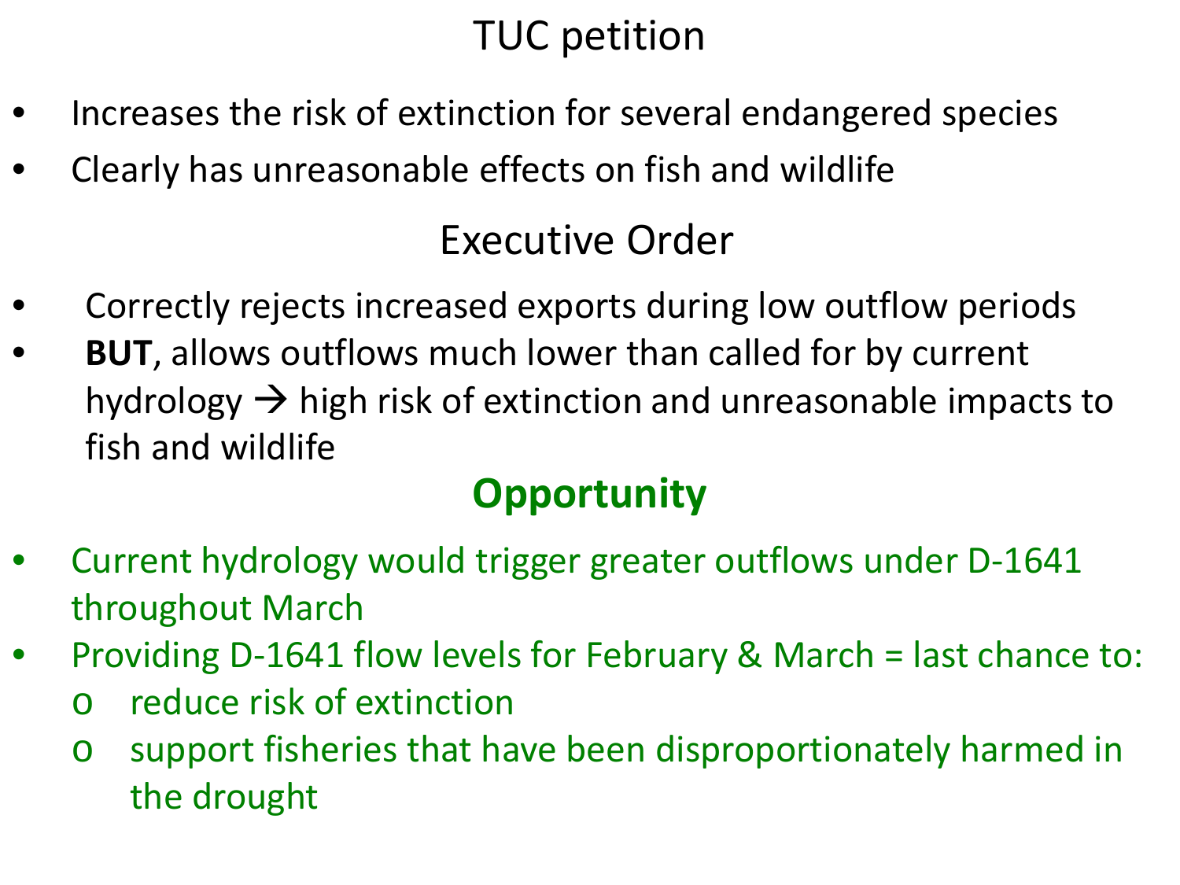## TUC petition

- Increases the risk of extinction for several endangered species
- Clearly has unreasonable effects on fish and wildlife

## Executive Order

- Correctly rejects increased exports during low outflow periods
- **BUT**, allows outflows much lower than called for by current hydrology → high risk of extinction and unreasonable impacts to fish and wildlife

## **Opportunity**

- Current hydrology would trigger greater outflows under D-1641 throughout March
- Providing D-1641 flow levels for February & March = last chance to:
  - reduce risk of extinction
  - support fisheries that have been disproportionately harmed in the drought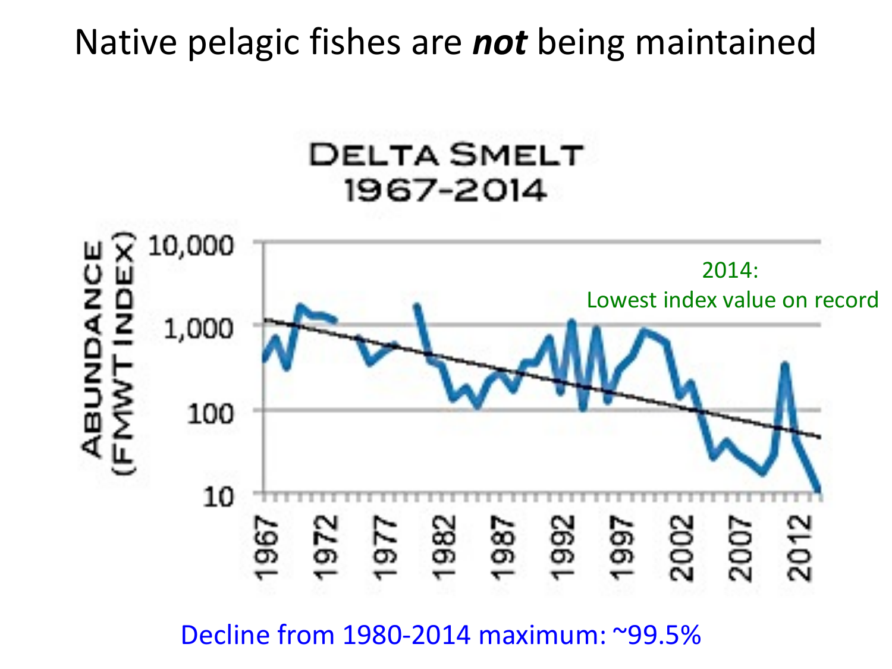# Native pelagic fishes are ***not*** being maintained

DELTA SMELT
1967-2014

ABUNDANCE (FMWT INDEX)

10,000
1,000
100
10

1967
1972
1977
1982
1987
1992
1997
2002
2007
2012

2014:
Lowest index value on record

Decline from 1980-2014 maximum: ~99.5%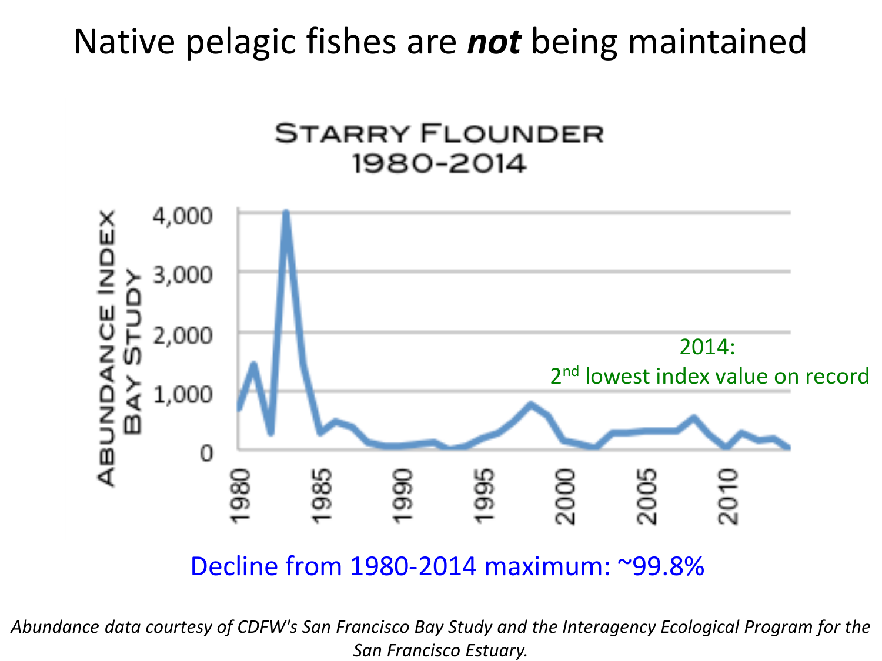# Native pelagic fishes are ***not*** being maintained

STARRY FLOUNDER
1980-2014

ABUNDANCE INDEX
BAY STUDY

4,000
3,000
2,000
1,000
0

1980
1985
1990
1995
2000
2005
2010

2014:
2nd lowest index value on record

Decline from 1980-2014 maximum: ~99.8%

*Abundance data courtesy of CDFW's San Francisco Bay Study and the Interagency Ecological Program for the San Francisco Estuary.*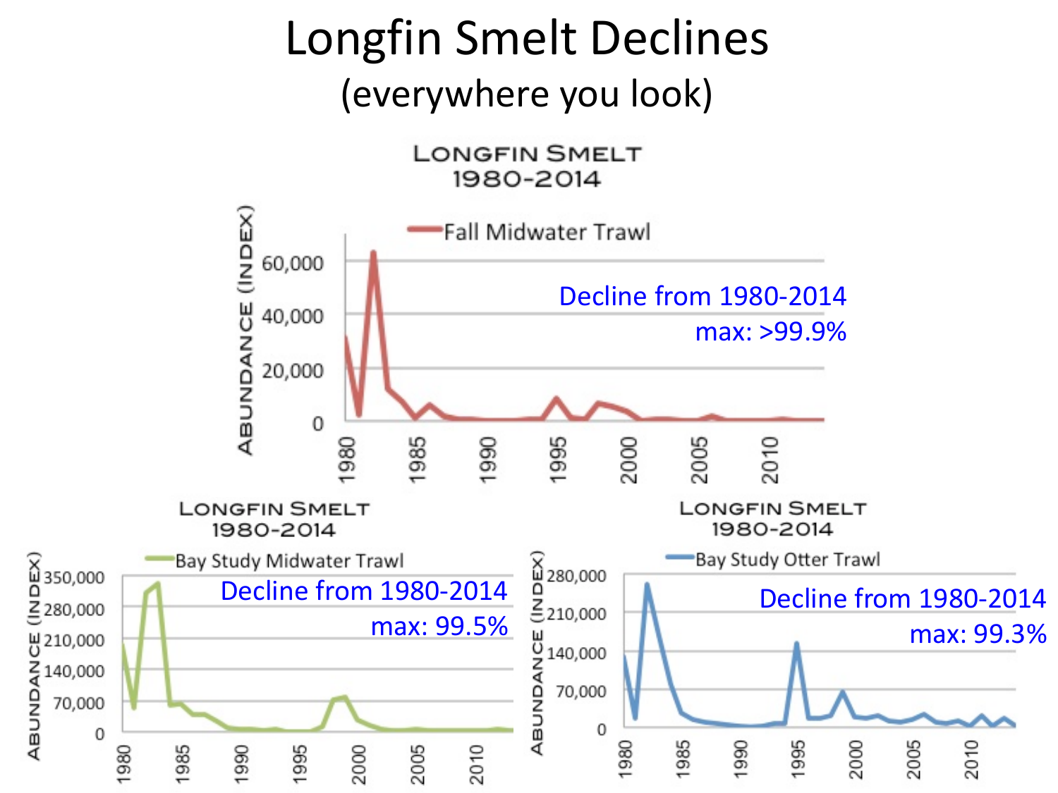# Longfin Smelt Declines

## (everywhere you look)

LONGFIN SMELT
1980-2014

Fall Midwater Trawl

ABUNDANCE (INDEX)

60,000
40,000
20,000
0

1980 1985 1990 1995 2000 2005 2010

Decline from 1980-2014
max: >99.9%

LONGFIN SMELT
1980-2014

Bay Study Midwater Trawl

ABUNDANCE (INDEX)

350,000
280,000
210,000
140,000
70,000
0

1980 1985 1990 1995 2000 2005 2010

Decline from 1980-2014
max: 99.5%

LONGFIN SMELT
1980-2014

Bay Study Otter Trawl

ABUNDANCE (INDEX)

280,000
210,000
140,000
70,000
0

1980 1985 1990 1995 2000 2005 2010

Decline from 1980-2014
max: 99.3%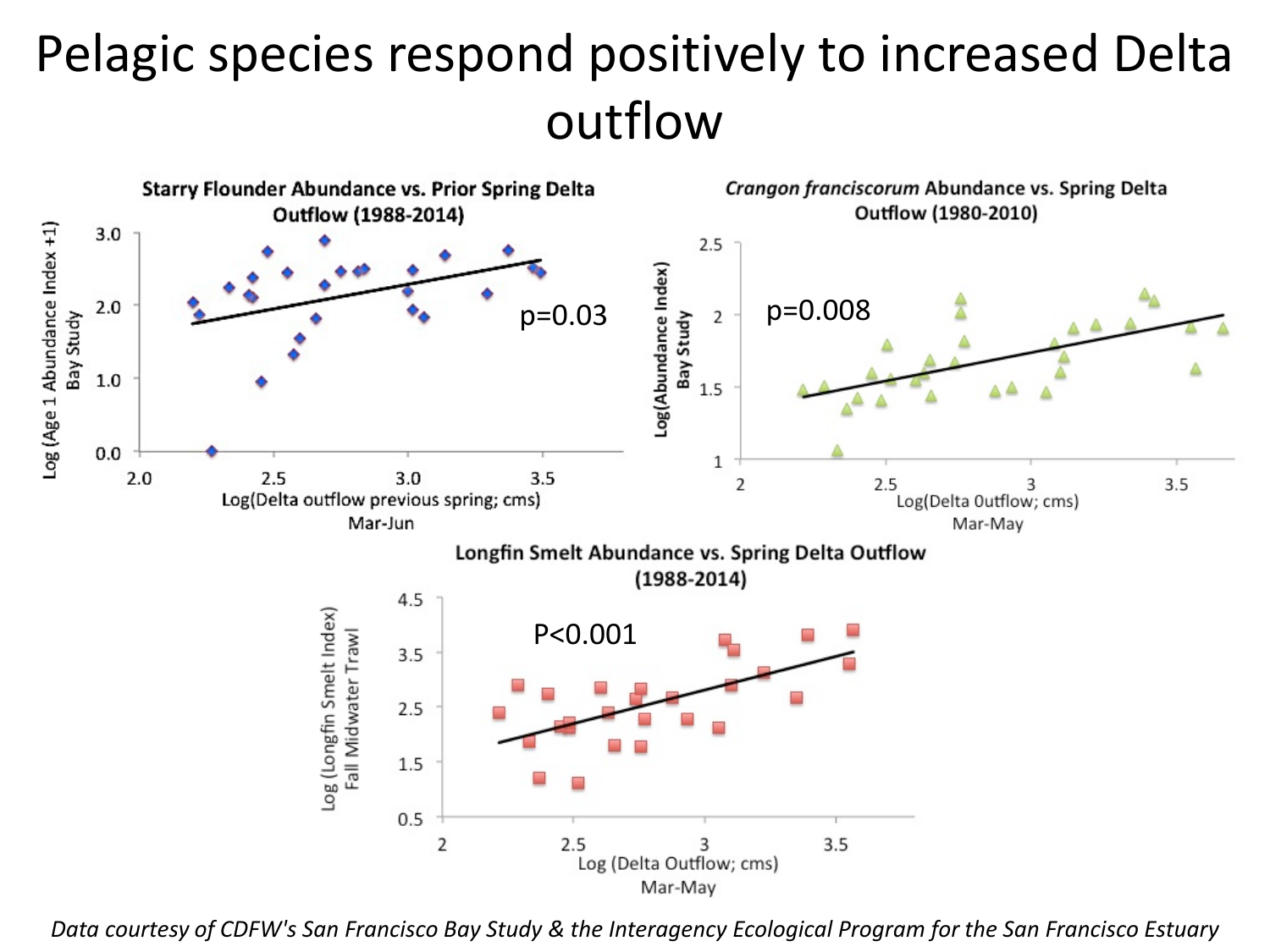# Pelagic species respond positively to increased Delta outflow

**Starry Flounder Abundance vs. Prior Spring Delta Outflow (1988-2014)**

Log (Age 1 Abundance Index +1)
Bay Study

3.0
2.0
1.0
0.0

2.0
2.5
3.0
3.5

Log(Delta outflow previous spring; cms)
Mar-Jun

p=0.03

***Crangon franciscorum* Abundance vs. Spring Delta Outflow (1980-2010)**

Log(Abundance Index)
Bay Study

2.5
2
1.5
1

2
2.5
3
3.5

Log(Delta Outflow; cms)
Mar-May

p=0.008

**Longfin Smelt Abundance vs. Spring Delta Outflow (1988-2014)**

Log (Longfin Smelt Index)
Fall Midwater Trawl

4.5
3.5
2.5
1.5
0.5

2
2.5
3
3.5

Log (Delta Outflow; cms)
Mar-May

P<0.001

*Data courtesy of CDFW's San Francisco Bay Study & the Interagency Ecological Program for the San Francisco Estuary*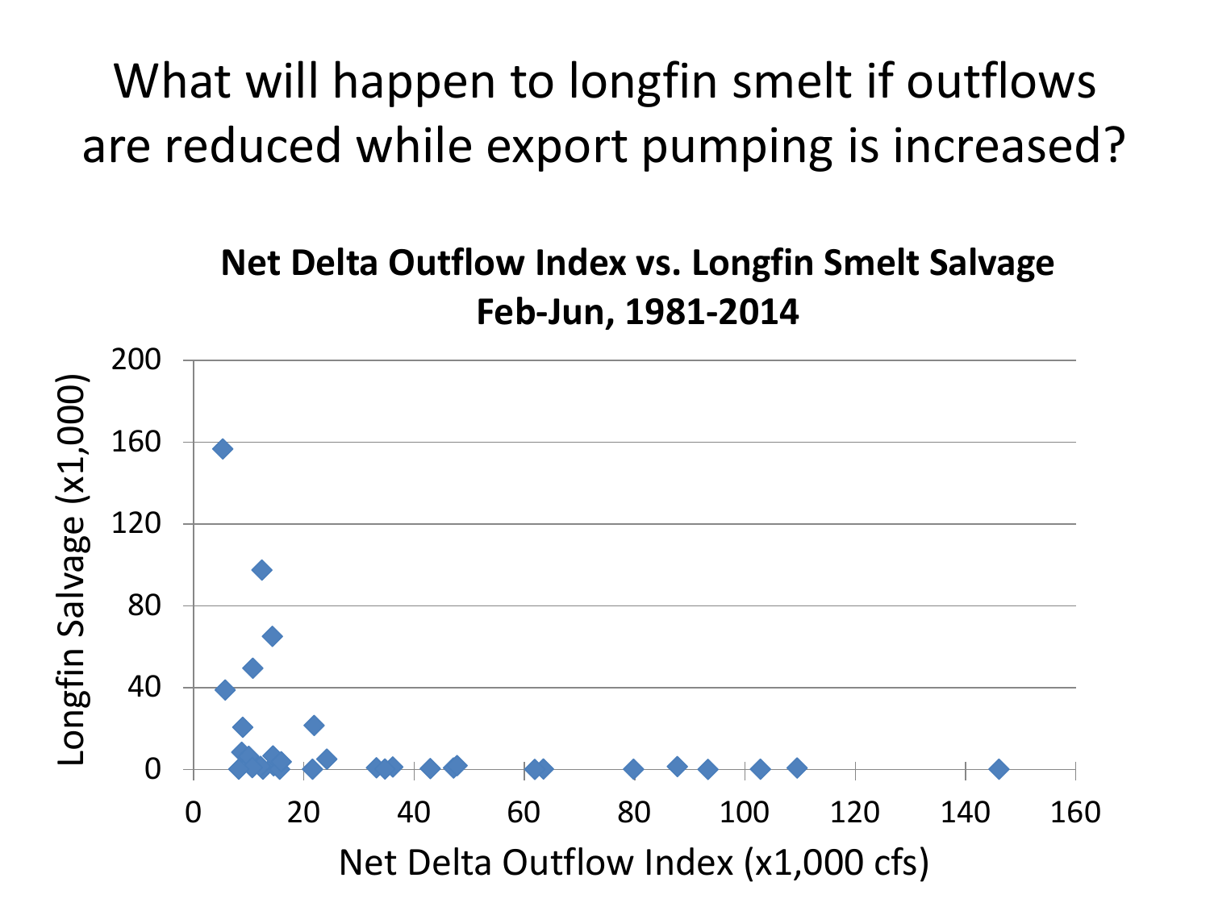# What will happen to longfin smelt if outflows are reduced while export pumping is increased?

**Net Delta Outflow Index vs. Longfin Smelt Salvage**
**Feb-Jun, 1981-2014**

Longfin Salvage (x1,000)

200
160
120
80
40
0

0
20
40
60
80
100
120
140
160

Net Delta Outflow Index (x1,000 cfs)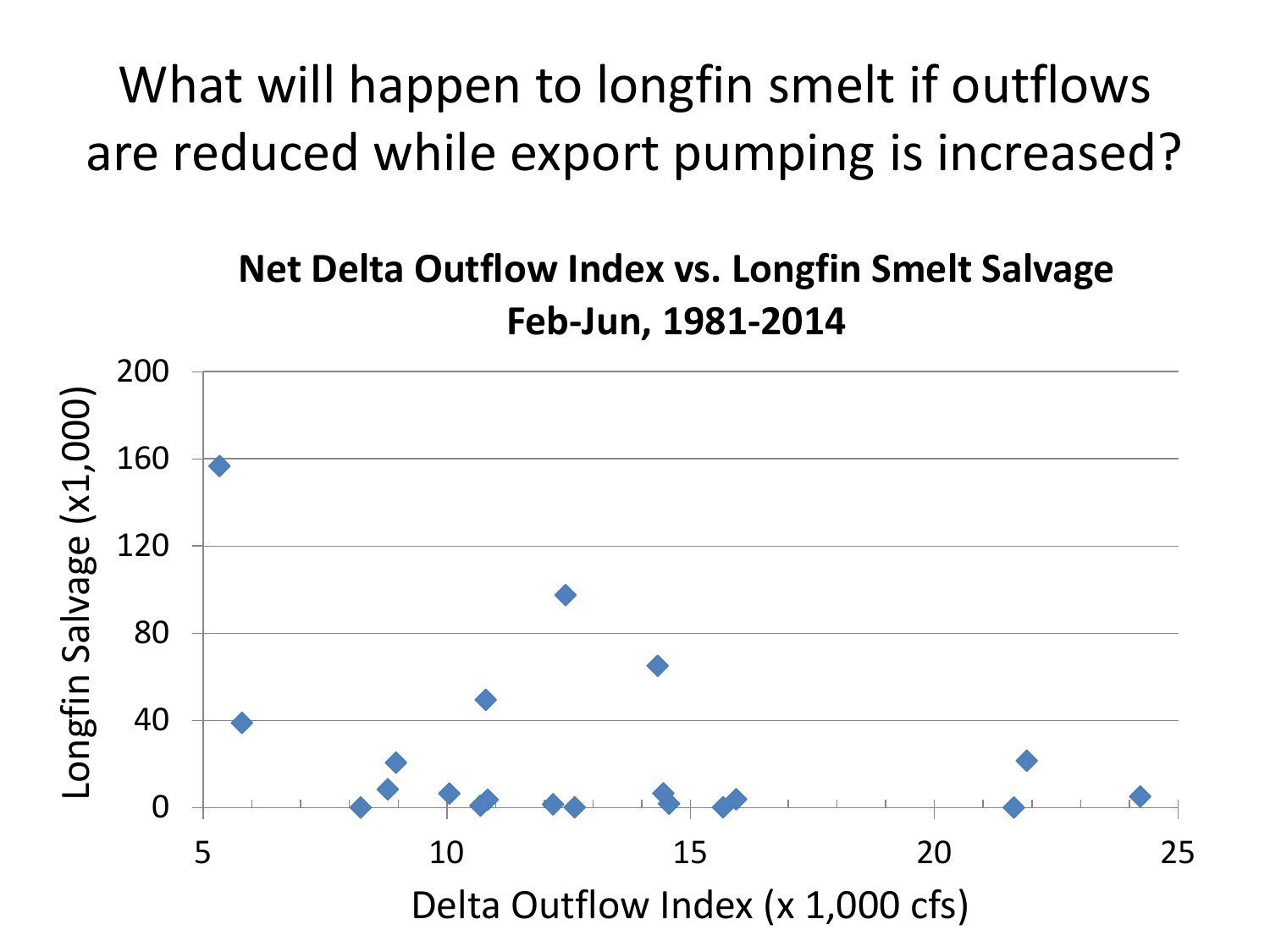# What will happen to longfin smelt if outflows are reduced while export pumping is increased?

**Net Delta Outflow Index vs. Longfin Smelt Salvage**
**Feb-Jun, 1981-2014**

Longfin Salvage (x1,000)

200
160
120
80
40
0

5
10
15
20
25

Delta Outflow Index (x 1,000 cfs)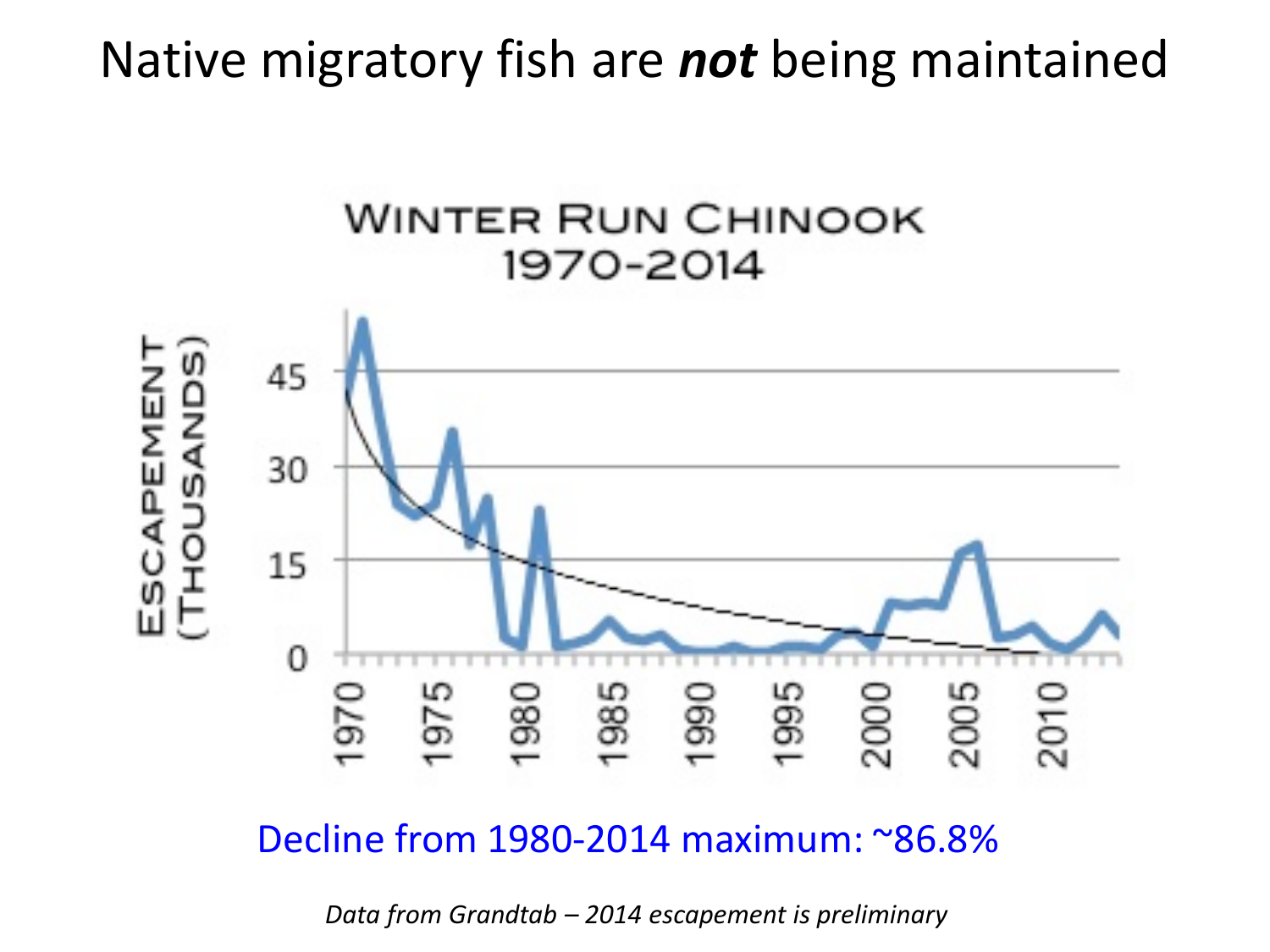# Native migratory fish are ***not*** being maintained

WINTER RUN CHINOOK
1970-2014

ESCAPEMENT (THOUSANDS)

45
30
15
0

1970
1975
1980
1985
1990
1995
2000
2005
2010

Decline from 1980-2014 maximum: ~86.8%

*Data from Grandtab – 2014 escapement is preliminary*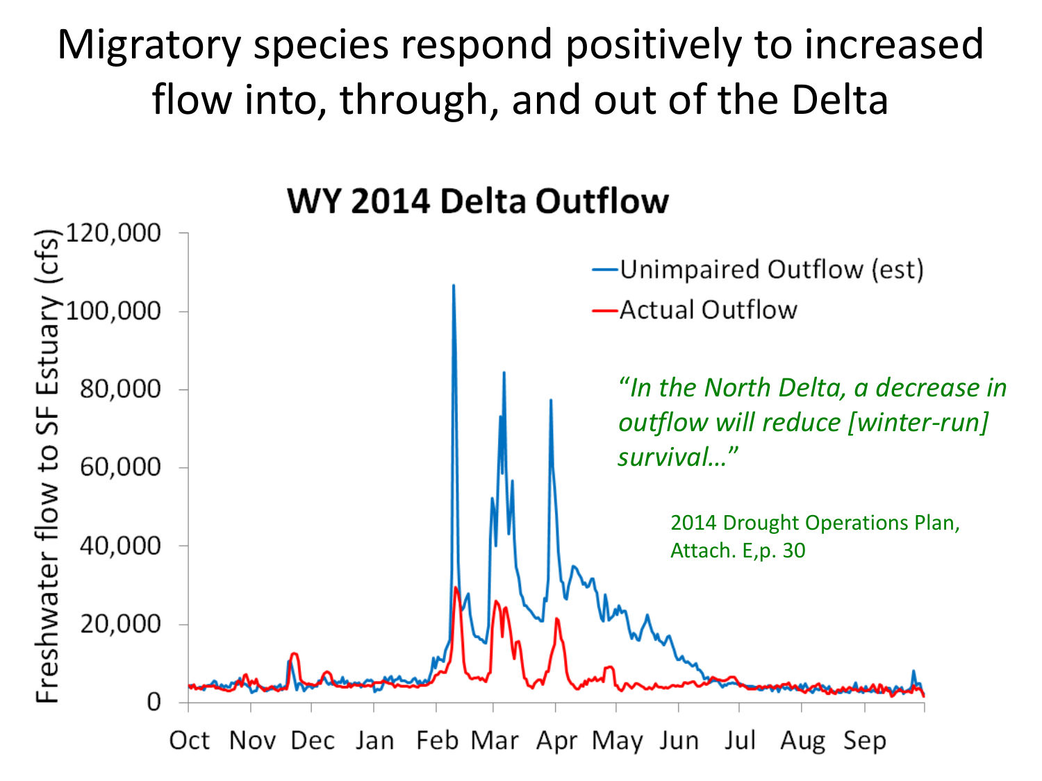# Migratory species respond positively to increased flow into, through, and out of the Delta

**WY 2014 Delta Outflow**

Freshwater flow to SF Estuary (cfs)

120,000
100,000
80,000
60,000
40,000
20,000
0

Oct Nov Dec Jan Feb Mar Apr May Jun Jul Aug Sep

Unimpaired Outflow (est)
Actual Outflow

*"In the North Delta, a decrease in outflow will reduce [winter-run] survival…"*

2014 Drought Operations Plan, Attach. E,p. 30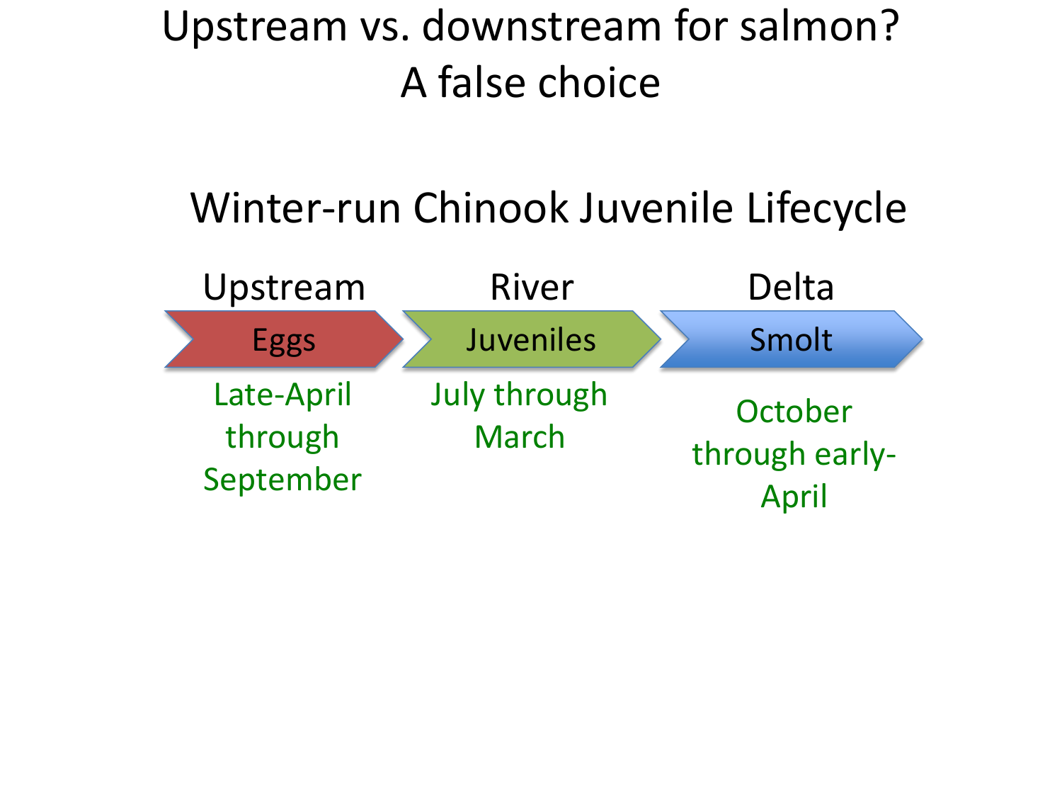# Upstream vs. downstream for salmon? A false choice

## Winter-run Chinook Juvenile Lifecycle

Upstream
Eggs
Late-April through September

River
Juveniles
July through March

Delta
Smolt
October through early-April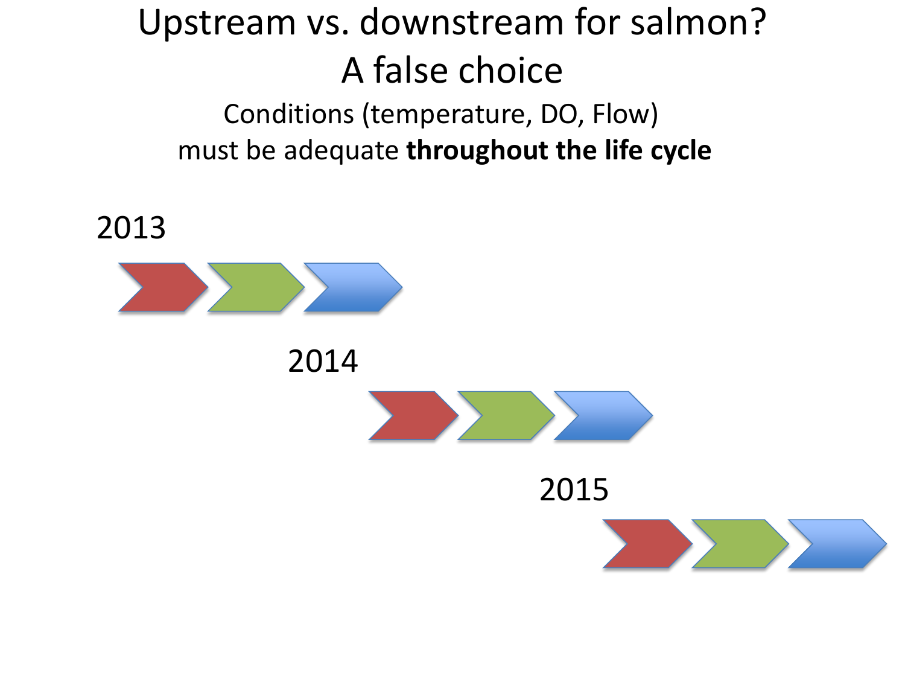# Upstream vs. downstream for salmon?

# A false choice

Conditions (temperature, DO, Flow)
must be adequate **throughout the life cycle**

2013

2014

2015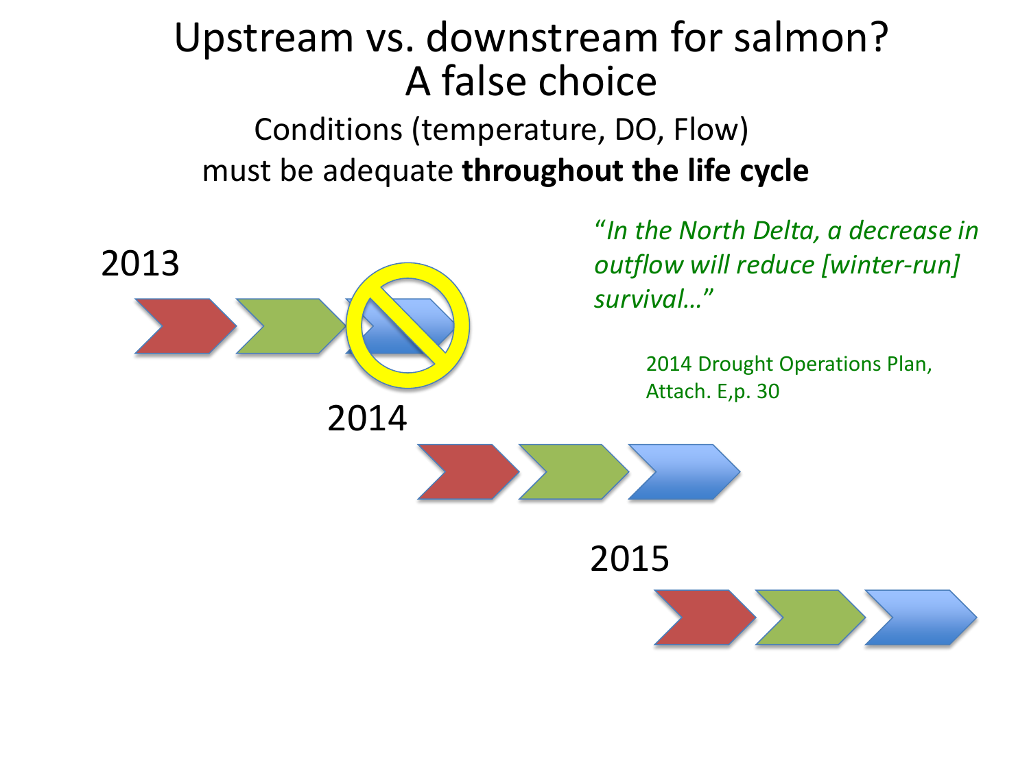# Upstream vs. downstream for salmon? A false choice

Conditions (temperature, DO, Flow) must be adequate **throughout the life cycle**

2013

2014

2015

*"In the North Delta, a decrease in outflow will reduce [winter-run] survival…"*

2014 Drought Operations Plan, Attach. E,p. 30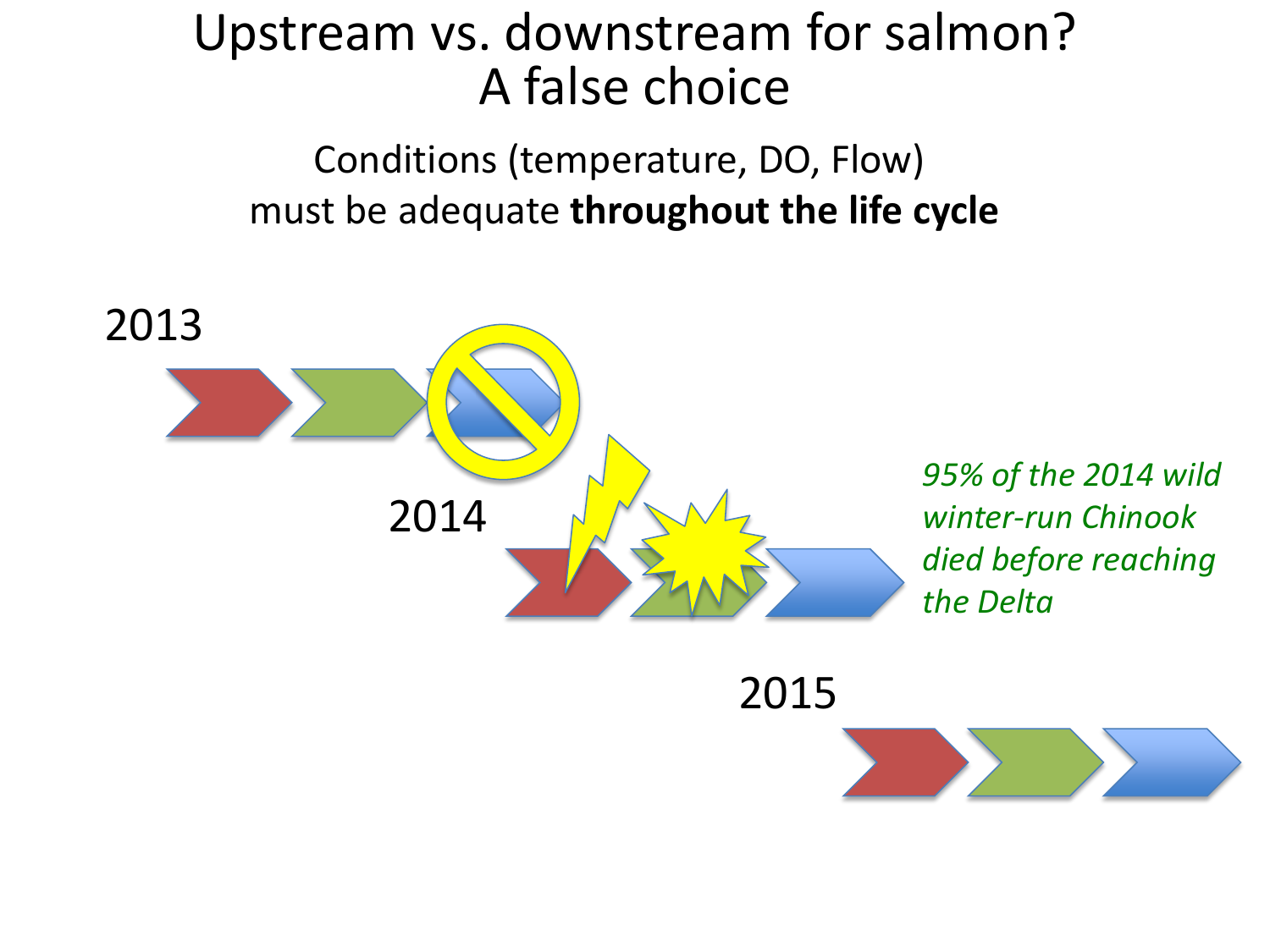# Upstream vs. downstream for salmon?
# A false choice

Conditions (temperature, DO, Flow) must be adequate **throughout the life cycle**

2013

2014

2015

*95% of the 2014 wild winter-run Chinook died before reaching the Delta*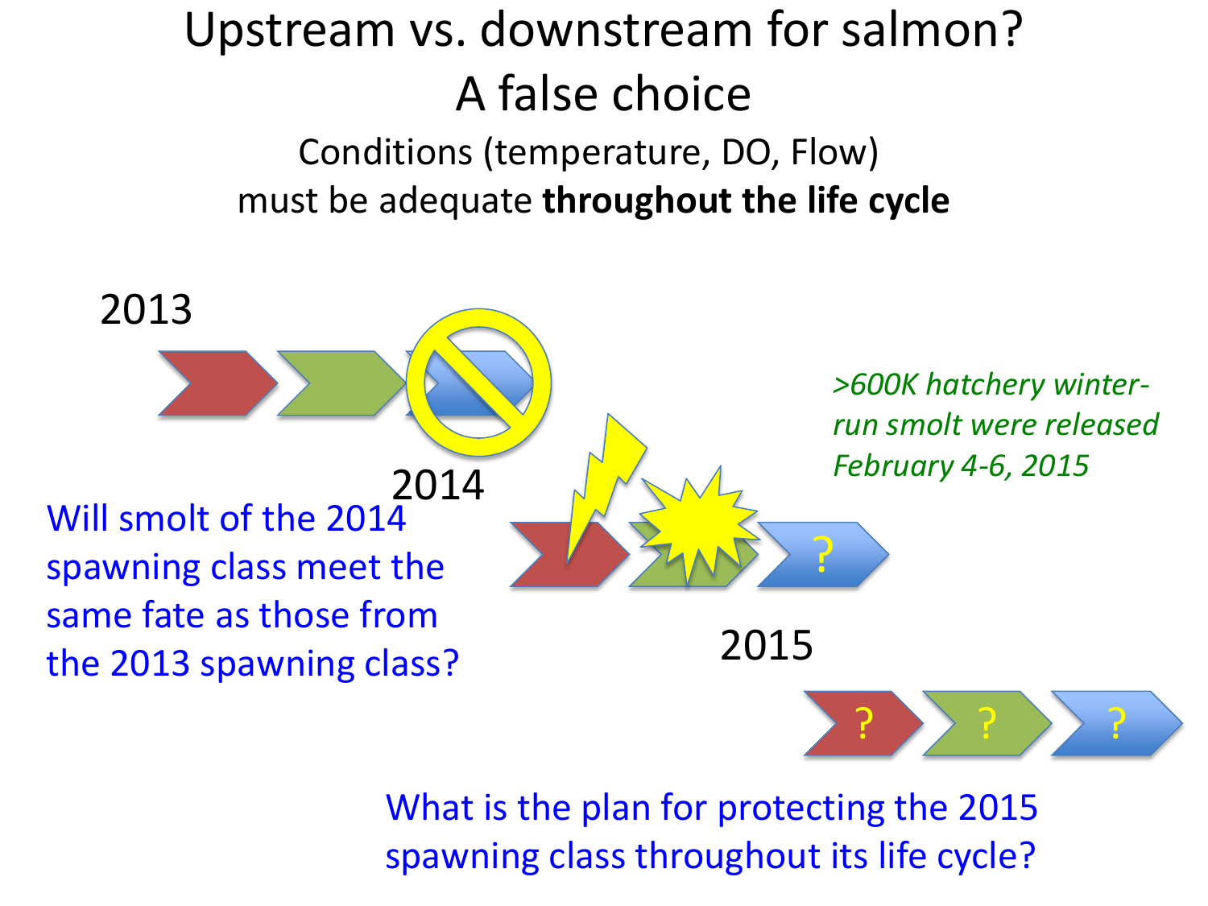# Upstream vs. downstream for salmon? A false choice

Conditions (temperature, DO, Flow) must be adequate **throughout the life cycle**

2013

2014

2015

?

? ? ?

*>600K hatchery winter-run smolt were released February 4-6, 2015*

Will smolt of the 2014 spawning class meet the same fate as those from the 2013 spawning class?

What is the plan for protecting the 2015 spawning class throughout its life cycle?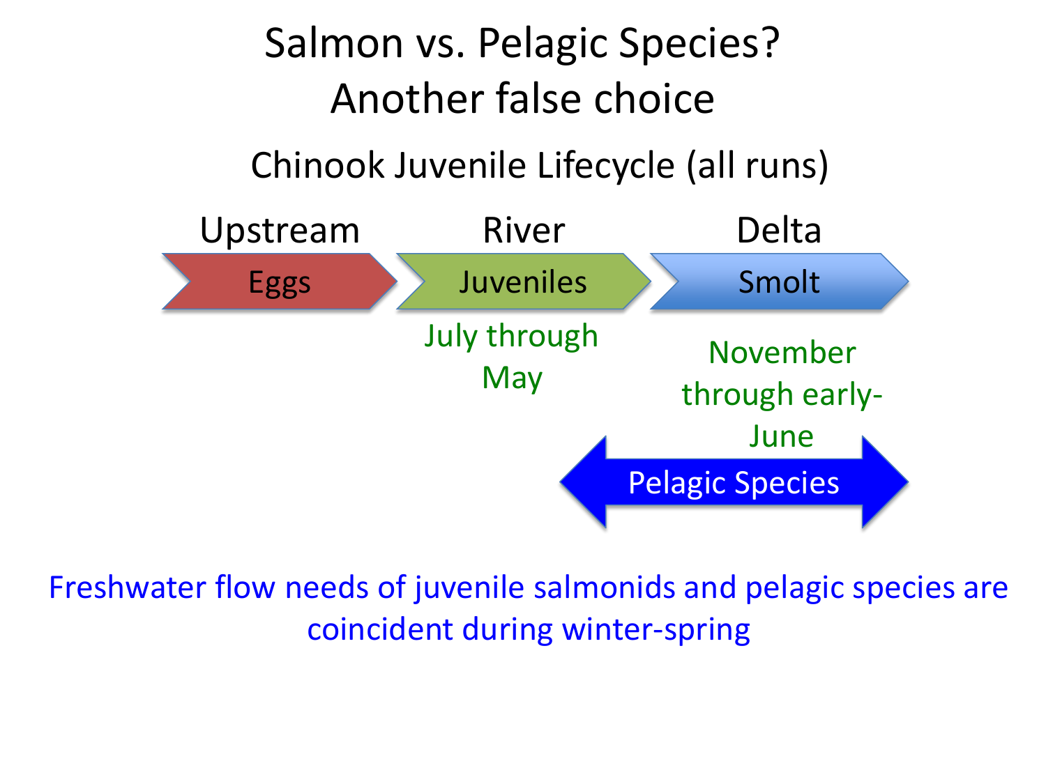# Salmon vs. Pelagic Species? Another false choice

## Chinook Juvenile Lifecycle (all runs)

Upstream
Eggs

River
Juveniles
July through May

Delta
Smolt
November through early-June

Pelagic Species

Freshwater flow needs of juvenile salmonids and pelagic species are coincident during winter-spring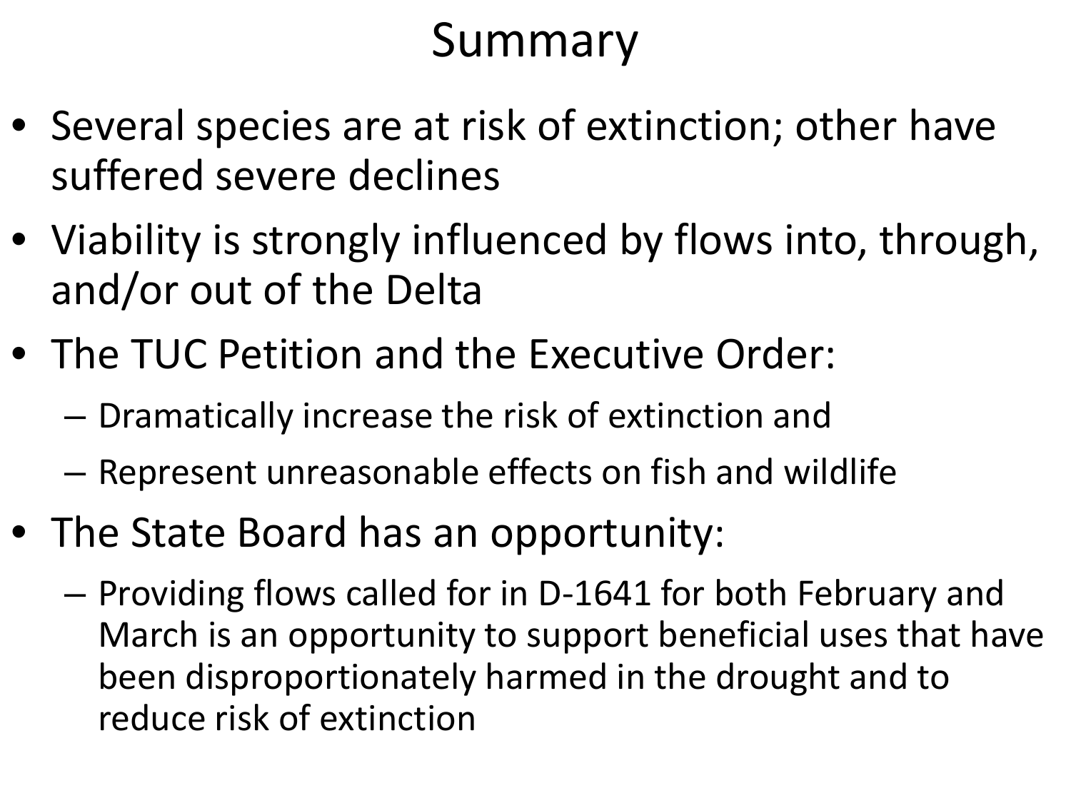# Summary

- Several species are at risk of extinction; other have suffered severe declines
- Viability is strongly influenced by flows into, through, and/or out of the Delta
- The TUC Petition and the Executive Order:
  - Dramatically increase the risk of extinction and
  - Represent unreasonable effects on fish and wildlife
- The State Board has an opportunity:
  - Providing flows called for in D-1641 for both February and March is an opportunity to support beneficial uses that have been disproportionately harmed in the drought and to reduce risk of extinction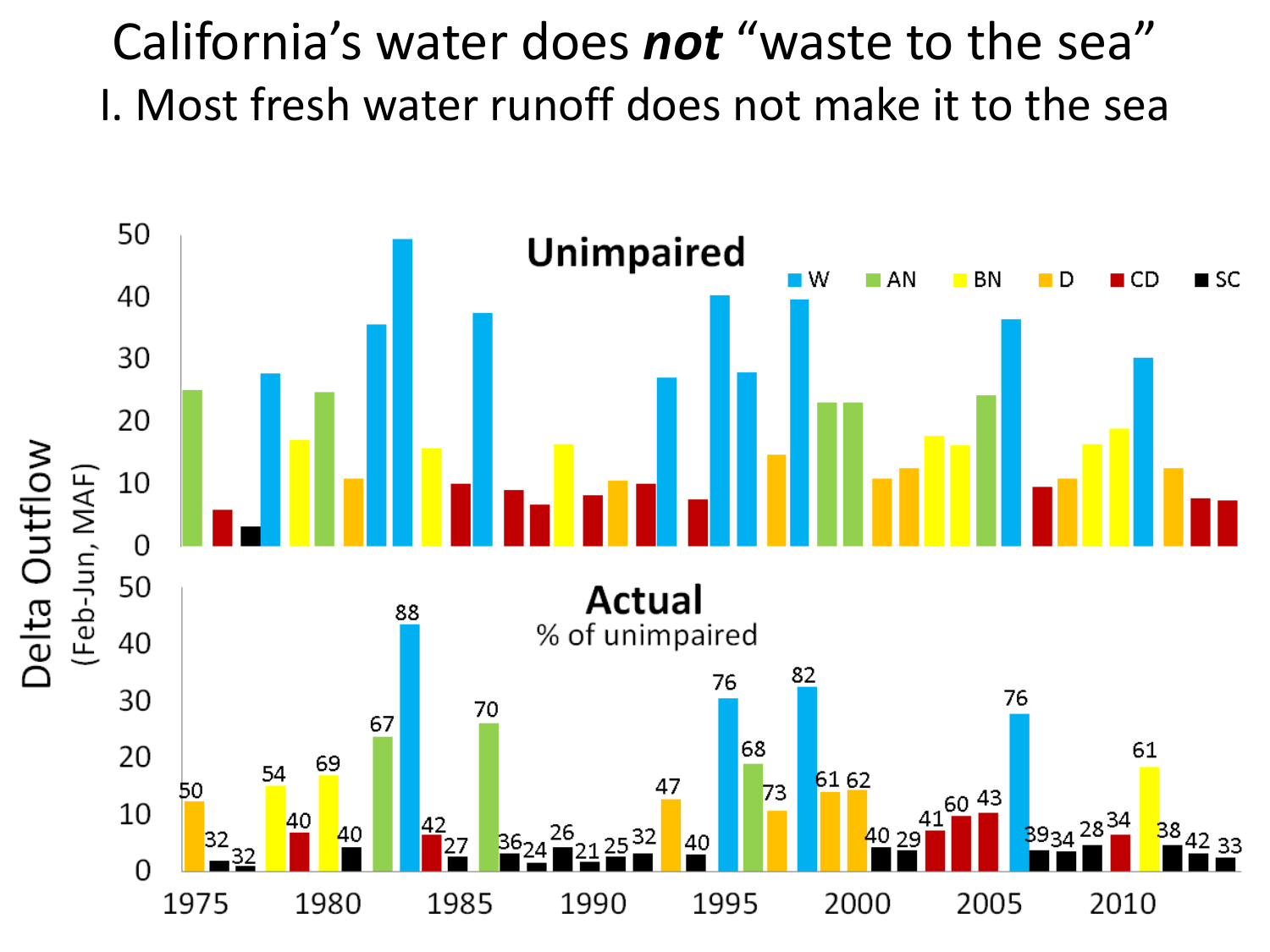# California's water does ***not*** "waste to the sea"

## I. Most fresh water runoff does not make it to the sea

**Unimpaired**

W AN BN D CD SC

Delta Outflow (Feb-Jun, MAF)

**Actual**

% of unimpaired

50 32 32 54 40 69 40 67 88 42 27 70 36 24 26 21 25 32 47 40 76 68 73 82 61 62 40 29 41 60 43 76 39 34 28 34 61 38 42 33

1975 1980 1985 1990 1995 2000 2005 2010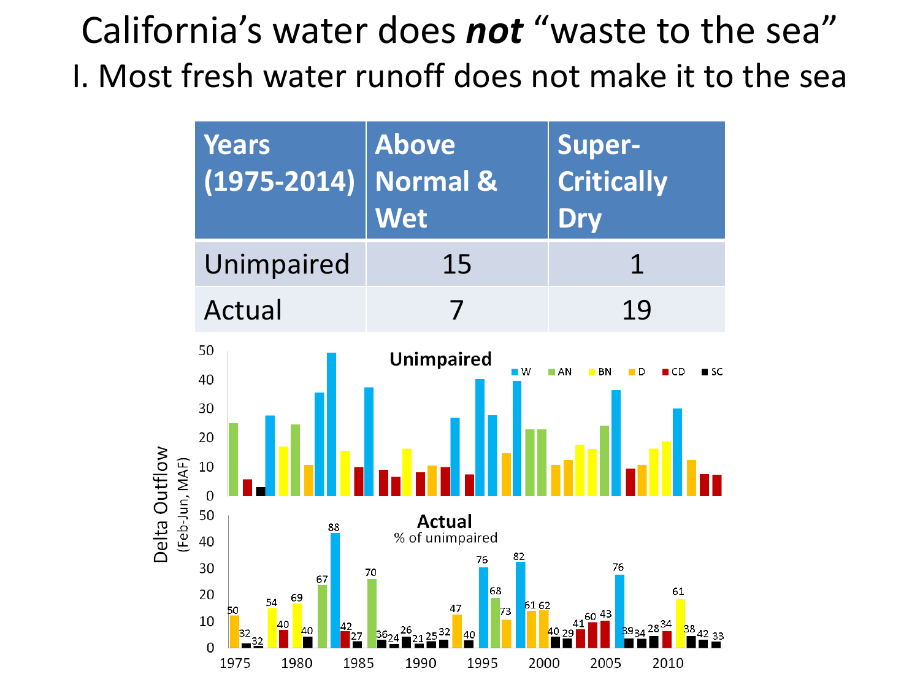# California's water does ***not*** "waste to the sea"

## I. Most fresh water runoff does not make it to the sea

| Years (1975-2014) | Above Normal & Wet | Super-Critically Dry |
| --- | --- | --- |
| Unimpaired | 15 | 1 |
| Actual | 7 | 19 |

Unimpaired

W AN BN D CD SC

Actual
% of unimpaired

Delta Outflow (Feb-Jun, MAF)

1975 1980 1985 1990 1995 2000 2005 2010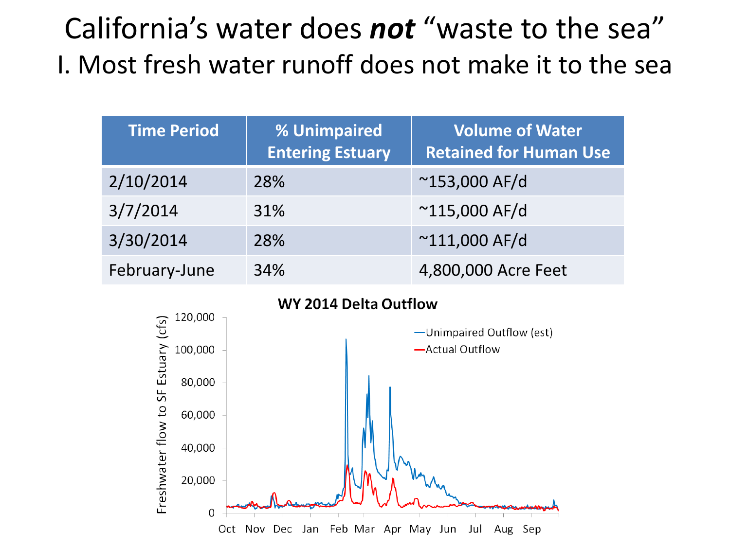# California's water does ***not*** "waste to the sea"

## I. Most fresh water runoff does not make it to the sea

| Time Period | % Unimpaired Entering Estuary | Volume of Water Retained for Human Use |
| --- | --- | --- |
| 2/10/2014 | 28% | ~153,000 AF/d |
| 3/7/2014 | 31% | ~115,000 AF/d |
| 3/30/2014 | 28% | ~111,000 AF/d |
| February-June | 34% | 4,800,000 Acre Feet |

WY 2014 Delta Outflow

Freshwater flow to SF Estuary (cfs)

0
20,000
40,000
60,000
80,000
100,000
120,000

Oct Nov Dec Jan Feb Mar Apr May Jun Jul Aug Sep

Unimpaired Outflow (est)
Actual Outflow